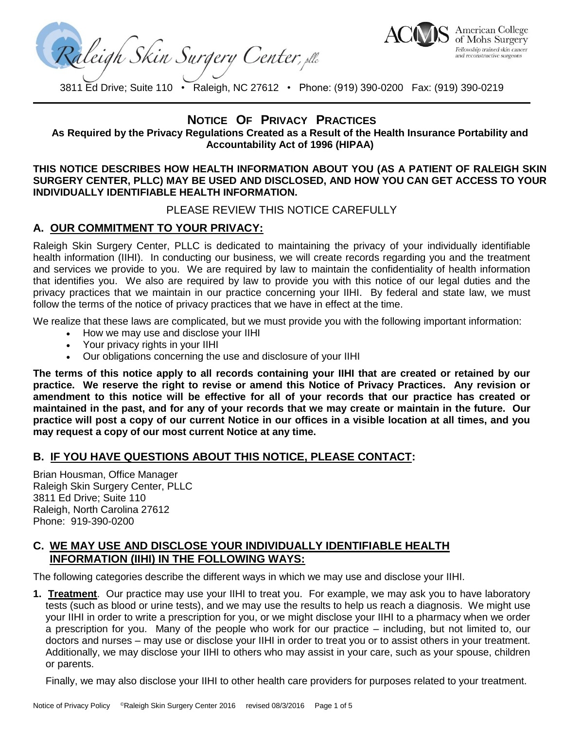Raleigh Skin Surgery Center, pllc

American College of Mohs Surgery
Fellowship trained skin cancer and reconstructive surgeons

3811 Ed Drive; Suite 110 • Raleigh, NC 27612 • Phone: (919) 390-0200 Fax: (919) 390-0219

# NOTICE OF PRIVACY PRACTICES

**As Required by the Privacy Regulations Created as a Result of the Health Insurance Portability and Accountability Act of 1996 (HIPAA)**

**THIS NOTICE DESCRIBES HOW HEALTH INFORMATION ABOUT YOU (AS A PATIENT OF RALEIGH SKIN SURGERY CENTER, PLLC) MAY BE USED AND DISCLOSED, AND HOW YOU CAN GET ACCESS TO YOUR INDIVIDUALLY IDENTIFIABLE HEALTH INFORMATION.**

PLEASE REVIEW THIS NOTICE CAREFULLY

## A. OUR COMMITMENT TO YOUR PRIVACY:

Raleigh Skin Surgery Center, PLLC is dedicated to maintaining the privacy of your individually identifiable health information (IIHI). In conducting our business, we will create records regarding you and the treatment and services we provide to you. We are required by law to maintain the confidentiality of health information that identifies you. We also are required by law to provide you with this notice of our legal duties and the privacy practices that we maintain in our practice concerning your IIHI. By federal and state law, we must follow the terms of the notice of privacy practices that we have in effect at the time.

We realize that these laws are complicated, but we must provide you with the following important information:

- How we may use and disclose your IIHI
- Your privacy rights in your IIHI
- Our obligations concerning the use and disclosure of your IIHI

**The terms of this notice apply to all records containing your IIHI that are created or retained by our practice. We reserve the right to revise or amend this Notice of Privacy Practices. Any revision or amendment to this notice will be effective for all of your records that our practice has created or maintained in the past, and for any of your records that we may create or maintain in the future. Our practice will post a copy of our current Notice in our offices in a visible location at all times, and you may request a copy of our most current Notice at any time.**

## B. IF YOU HAVE QUESTIONS ABOUT THIS NOTICE, PLEASE CONTACT:

Brian Housman, Office Manager
Raleigh Skin Surgery Center, PLLC
3811 Ed Drive; Suite 110
Raleigh, North Carolina 27612
Phone: 919-390-0200

## C. WE MAY USE AND DISCLOSE YOUR INDIVIDUALLY IDENTIFIABLE HEALTH INFORMATION (IIHI) IN THE FOLLOWING WAYS:

The following categories describe the different ways in which we may use and disclose your IIHI.

**1. Treatment**. Our practice may use your IIHI to treat you. For example, we may ask you to have laboratory tests (such as blood or urine tests), and we may use the results to help us reach a diagnosis. We might use your IIHI in order to write a prescription for you, or we might disclose your IIHI to a pharmacy when we order a prescription for you. Many of the people who work for our practice – including, but not limited to, our doctors and nurses – may use or disclose your IIHI in order to treat you or to assist others in your treatment. Additionally, we may disclose your IIHI to others who may assist in your care, such as your spouse, children or parents.

Finally, we may also disclose your IIHI to other health care providers for purposes related to your treatment.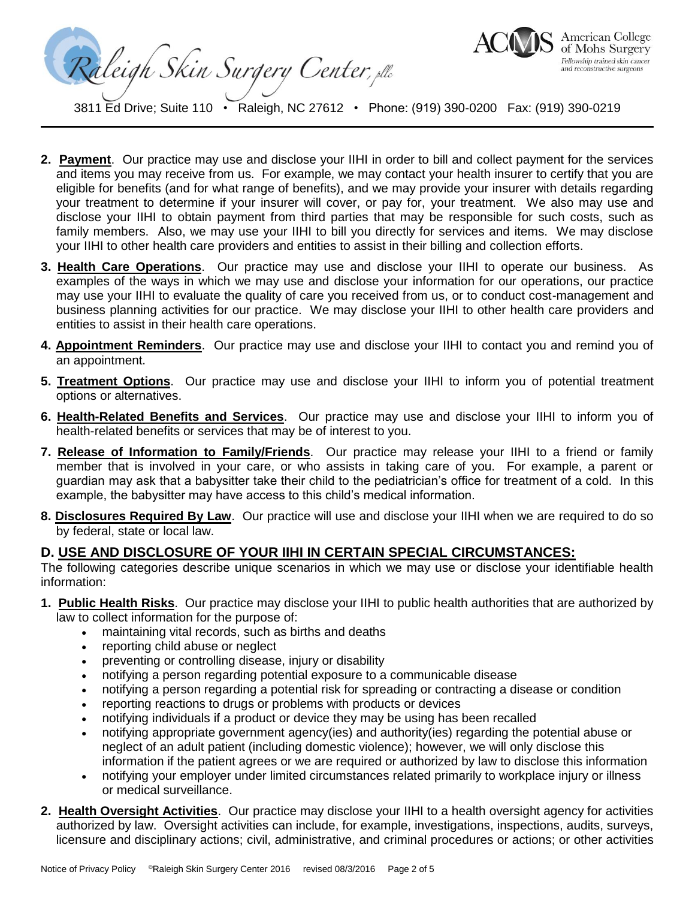2. **Payment**. Our practice may use and disclose your IIHI in order to bill and collect payment for the services and items you may receive from us. For example, we may contact your health insurer to certify that you are eligible for benefits (and for what range of benefits), and we may provide your insurer with details regarding your treatment to determine if your insurer will cover, or pay for, your treatment. We also may use and disclose your IIHI to obtain payment from third parties that may be responsible for such costs, such as family members. Also, we may use your IIHI to bill you directly for services and items. We may disclose your IIHI to other health care providers and entities to assist in their billing and collection efforts.

3. **Health Care Operations**. Our practice may use and disclose your IIHI to operate our business. As examples of the ways in which we may use and disclose your information for our operations, our practice may use your IIHI to evaluate the quality of care you received from us, or to conduct cost-management and business planning activities for our practice. We may disclose your IIHI to other health care providers and entities to assist in their health care operations.

4. **Appointment Reminders**. Our practice may use and disclose your IIHI to contact you and remind you of an appointment.

5. **Treatment Options**. Our practice may use and disclose your IIHI to inform you of potential treatment options or alternatives.

6. **Health-Related Benefits and Services**. Our practice may use and disclose your IIHI to inform you of health-related benefits or services that may be of interest to you.

7. **Release of Information to Family/Friends**. Our practice may release your IIHI to a friend or family member that is involved in your care, or who assists in taking care of you. For example, a parent or guardian may ask that a babysitter take their child to the pediatrician's office for treatment of a cold. In this example, the babysitter may have access to this child's medical information.

8. **Disclosures Required By Law**. Our practice will use and disclose your IIHI when we are required to do so by federal, state or local law.

## D. USE AND DISCLOSURE OF YOUR IIHI IN CERTAIN SPECIAL CIRCUMSTANCES:

The following categories describe unique scenarios in which we may use or disclose your identifiable health information:

1. **Public Health Risks**. Our practice may disclose your IIHI to public health authorities that are authorized by law to collect information for the purpose of:
   - maintaining vital records, such as births and deaths
   - reporting child abuse or neglect
   - preventing or controlling disease, injury or disability
   - notifying a person regarding potential exposure to a communicable disease
   - notifying a person regarding a potential risk for spreading or contracting a disease or condition
   - reporting reactions to drugs or problems with products or devices
   - notifying individuals if a product or device they may be using has been recalled
   - notifying appropriate government agency(ies) and authority(ies) regarding the potential abuse or neglect of an adult patient (including domestic violence); however, we will only disclose this information if the patient agrees or we are required or authorized by law to disclose this information
   - notifying your employer under limited circumstances related primarily to workplace injury or illness or medical surveillance.

2. **Health Oversight Activities**. Our practice may disclose your IIHI to a health oversight agency for activities authorized by law. Oversight activities can include, for example, investigations, inspections, audits, surveys, licensure and disciplinary actions; civil, administrative, and criminal procedures or actions; or other activities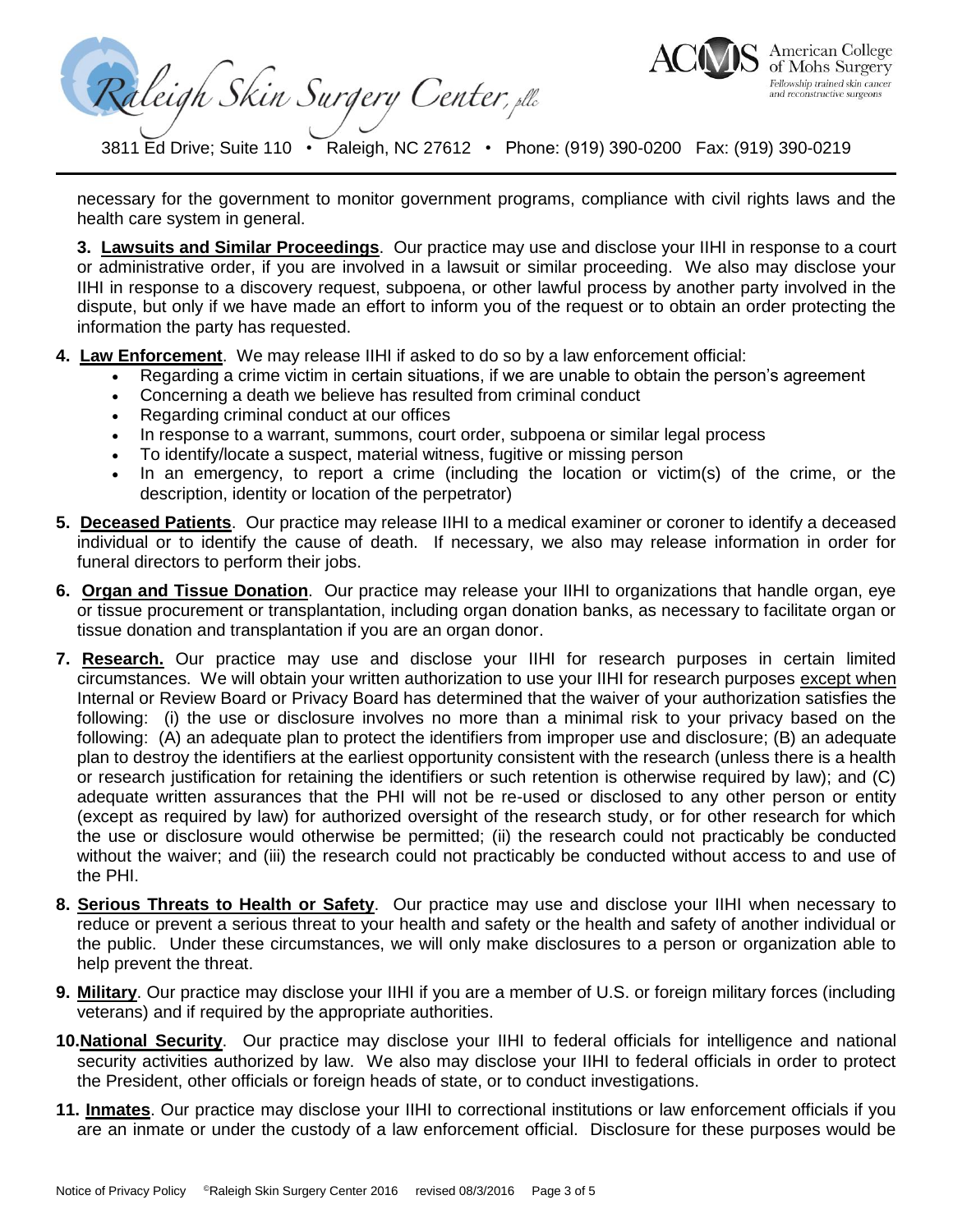necessary for the government to monitor government programs, compliance with civil rights laws and the health care system in general.

**3. Lawsuits and Similar Proceedings**. Our practice may use and disclose your IIHI in response to a court or administrative order, if you are involved in a lawsuit or similar proceeding. We also may disclose your IIHI in response to a discovery request, subpoena, or other lawful process by another party involved in the dispute, but only if we have made an effort to inform you of the request or to obtain an order protecting the information the party has requested.

**4. Law Enforcement**. We may release IIHI if asked to do so by a law enforcement official:

- Regarding a crime victim in certain situations, if we are unable to obtain the person's agreement
- Concerning a death we believe has resulted from criminal conduct
- Regarding criminal conduct at our offices
- In response to a warrant, summons, court order, subpoena or similar legal process
- To identify/locate a suspect, material witness, fugitive or missing person
- In an emergency, to report a crime (including the location or victim(s) of the crime, or the description, identity or location of the perpetrator)

**5. Deceased Patients**. Our practice may release IIHI to a medical examiner or coroner to identify a deceased individual or to identify the cause of death. If necessary, we also may release information in order for funeral directors to perform their jobs.

**6. Organ and Tissue Donation**. Our practice may release your IIHI to organizations that handle organ, eye or tissue procurement or transplantation, including organ donation banks, as necessary to facilitate organ or tissue donation and transplantation if you are an organ donor.

**7. Research.** Our practice may use and disclose your IIHI for research purposes in certain limited circumstances. We will obtain your written authorization to use your IIHI for research purposes except when Internal or Review Board or Privacy Board has determined that the waiver of your authorization satisfies the following: (i) the use or disclosure involves no more than a minimal risk to your privacy based on the following: (A) an adequate plan to protect the identifiers from improper use and disclosure; (B) an adequate plan to destroy the identifiers at the earliest opportunity consistent with the research (unless there is a health or research justification for retaining the identifiers or such retention is otherwise required by law); and (C) adequate written assurances that the PHI will not be re-used or disclosed to any other person or entity (except as required by law) for authorized oversight of the research study, or for other research for which the use or disclosure would otherwise be permitted; (ii) the research could not practicably be conducted without the waiver; and (iii) the research could not practicably be conducted without access to and use of the PHI.

**8. Serious Threats to Health or Safety**. Our practice may use and disclose your IIHI when necessary to reduce or prevent a serious threat to your health and safety or the health and safety of another individual or the public. Under these circumstances, we will only make disclosures to a person or organization able to help prevent the threat.

**9. Military**. Our practice may disclose your IIHI if you are a member of U.S. or foreign military forces (including veterans) and if required by the appropriate authorities.

**10. National Security**. Our practice may disclose your IIHI to federal officials for intelligence and national security activities authorized by law. We also may disclose your IIHI to federal officials in order to protect the President, other officials or foreign heads of state, or to conduct investigations.

**11. Inmates**. Our practice may disclose your IIHI to correctional institutions or law enforcement officials if you are an inmate or under the custody of a law enforcement official. Disclosure for these purposes would be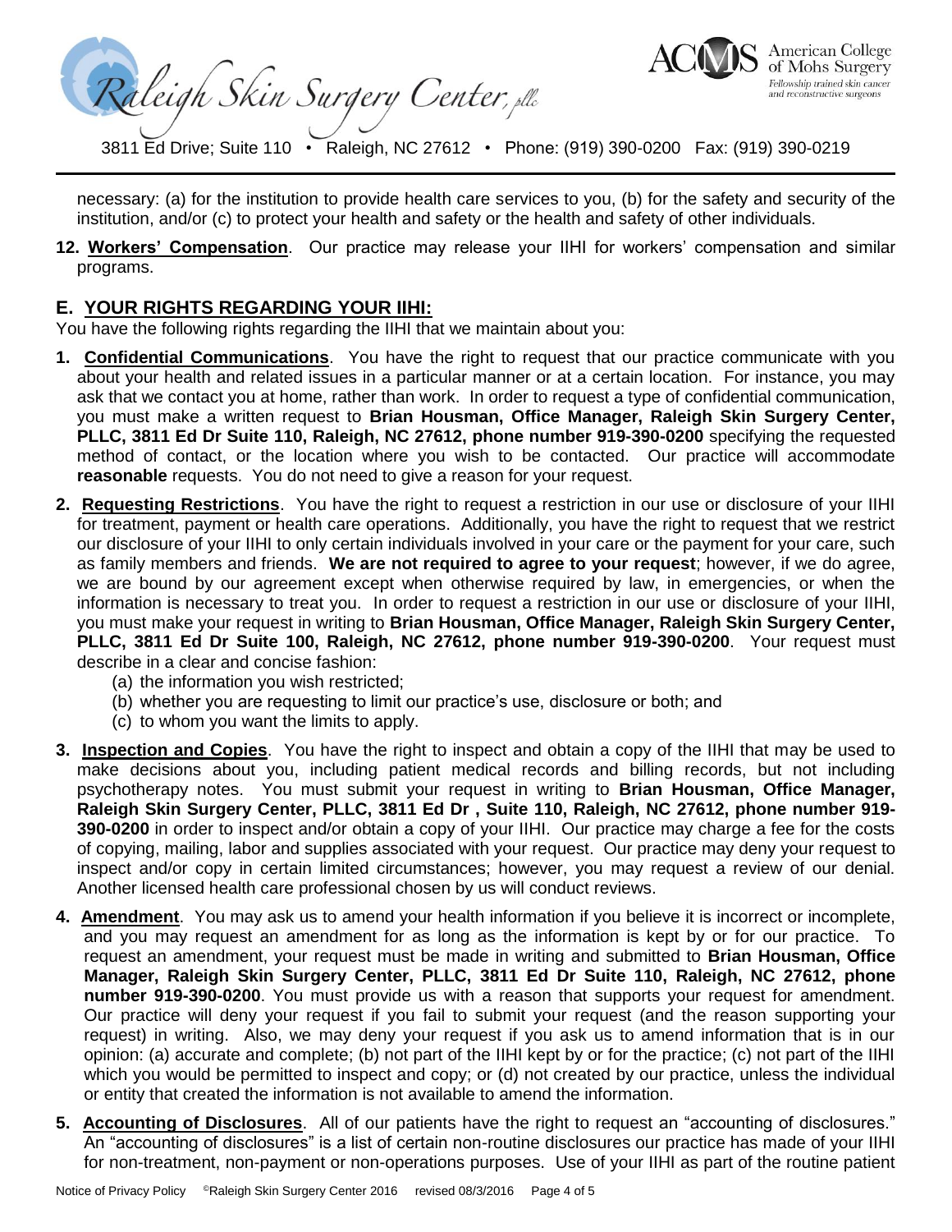necessary: (a) for the institution to provide health care services to you, (b) for the safety and security of the institution, and/or (c) to protect your health and safety or the health and safety of other individuals.

**12. Workers' Compensation**. Our practice may release your IIHI for workers' compensation and similar programs.

## E. YOUR RIGHTS REGARDING YOUR IIHI:

You have the following rights regarding the IIHI that we maintain about you:

1. **Confidential Communications**. You have the right to request that our practice communicate with you about your health and related issues in a particular manner or at a certain location. For instance, you may ask that we contact you at home, rather than work. In order to request a type of confidential communication, you must make a written request to **Brian Housman, Office Manager, Raleigh Skin Surgery Center, PLLC, 3811 Ed Dr Suite 110, Raleigh, NC 27612, phone number 919-390-0200** specifying the requested method of contact, or the location where you wish to be contacted. Our practice will accommodate **reasonable** requests. You do not need to give a reason for your request.

2. **Requesting Restrictions**. You have the right to request a restriction in our use or disclosure of your IIHI for treatment, payment or health care operations. Additionally, you have the right to request that we restrict our disclosure of your IIHI to only certain individuals involved in your care or the payment for your care, such as family members and friends. **We are not required to agree to your request**; however, if we do agree, we are bound by our agreement except when otherwise required by law, in emergencies, or when the information is necessary to treat you. In order to request a restriction in our use or disclosure of your IIHI, you must make your request in writing to **Brian Housman, Office Manager, Raleigh Skin Surgery Center, PLLC, 3811 Ed Dr Suite 100, Raleigh, NC 27612, phone number 919-390-0200**. Your request must describe in a clear and concise fashion:
   (a) the information you wish restricted;
   (b) whether you are requesting to limit our practice's use, disclosure or both; and
   (c) to whom you want the limits to apply.

3. **Inspection and Copies**. You have the right to inspect and obtain a copy of the IIHI that may be used to make decisions about you, including patient medical records and billing records, but not including psychotherapy notes. You must submit your request in writing to **Brian Housman, Office Manager, Raleigh Skin Surgery Center, PLLC, 3811 Ed Dr , Suite 110, Raleigh, NC 27612, phone number 919-390-0200** in order to inspect and/or obtain a copy of your IIHI. Our practice may charge a fee for the costs of copying, mailing, labor and supplies associated with your request. Our practice may deny your request to inspect and/or copy in certain limited circumstances; however, you may request a review of our denial. Another licensed health care professional chosen by us will conduct reviews.

4. **Amendment**. You may ask us to amend your health information if you believe it is incorrect or incomplete, and you may request an amendment for as long as the information is kept by or for our practice. To request an amendment, your request must be made in writing and submitted to **Brian Housman, Office Manager, Raleigh Skin Surgery Center, PLLC, 3811 Ed Dr Suite 110, Raleigh, NC 27612, phone number 919-390-0200**. You must provide us with a reason that supports your request for amendment. Our practice will deny your request if you fail to submit your request (and the reason supporting your request) in writing. Also, we may deny your request if you ask us to amend information that is in our opinion: (a) accurate and complete; (b) not part of the IIHI kept by or for the practice; (c) not part of the IIHI which you would be permitted to inspect and copy; or (d) not created by our practice, unless the individual or entity that created the information is not available to amend the information.

5. **Accounting of Disclosures**. All of our patients have the right to request an "accounting of disclosures." An "accounting of disclosures" is a list of certain non-routine disclosures our practice has made of your IIHI for non-treatment, non-payment or non-operations purposes. Use of your IIHI as part of the routine patient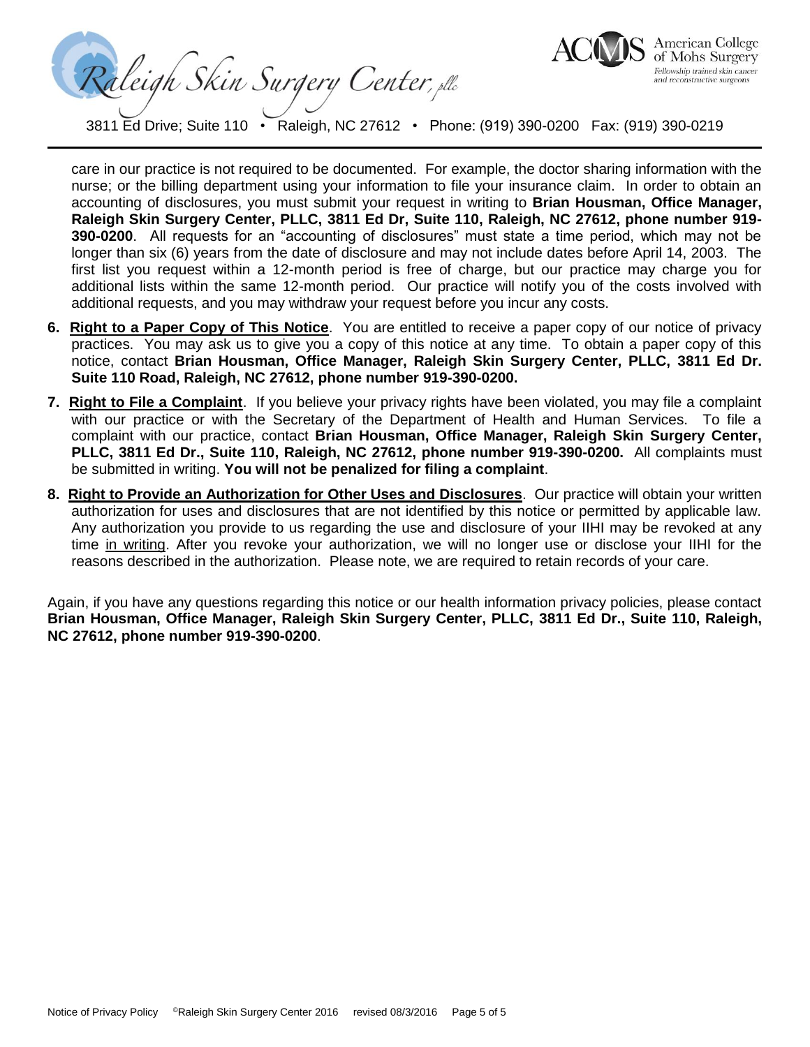care in our practice is not required to be documented. For example, the doctor sharing information with the nurse; or the billing department using your information to file your insurance claim. In order to obtain an accounting of disclosures, you must submit your request in writing to **Brian Housman, Office Manager, Raleigh Skin Surgery Center, PLLC, 3811 Ed Dr, Suite 110, Raleigh, NC 27612, phone number 919-390-0200**. All requests for an "accounting of disclosures" must state a time period, which may not be longer than six (6) years from the date of disclosure and may not include dates before April 14, 2003. The first list you request within a 12-month period is free of charge, but our practice may charge you for additional lists within the same 12-month period. Our practice will notify you of the costs involved with additional requests, and you may withdraw your request before you incur any costs.

6. **Right to a Paper Copy of This Notice**. You are entitled to receive a paper copy of our notice of privacy practices. You may ask us to give you a copy of this notice at any time. To obtain a paper copy of this notice, contact **Brian Housman, Office Manager, Raleigh Skin Surgery Center, PLLC, 3811 Ed Dr. Suite 110 Road, Raleigh, NC 27612, phone number 919-390-0200.**

7. **Right to File a Complaint**. If you believe your privacy rights have been violated, you may file a complaint with our practice or with the Secretary of the Department of Health and Human Services. To file a complaint with our practice, contact **Brian Housman, Office Manager, Raleigh Skin Surgery Center, PLLC, 3811 Ed Dr., Suite 110, Raleigh, NC 27612, phone number 919-390-0200.** All complaints must be submitted in writing. **You will not be penalized for filing a complaint**.

8. **Right to Provide an Authorization for Other Uses and Disclosures**. Our practice will obtain your written authorization for uses and disclosures that are not identified by this notice or permitted by applicable law. Any authorization you provide to us regarding the use and disclosure of your IIHI may be revoked at any time in writing. After you revoke your authorization, we will no longer use or disclose your IIHI for the reasons described in the authorization. Please note, we are required to retain records of your care.

Again, if you have any questions regarding this notice or our health information privacy policies, please contact **Brian Housman, Office Manager, Raleigh Skin Surgery Center, PLLC, 3811 Ed Dr., Suite 110, Raleigh, NC 27612, phone number 919-390-0200**.